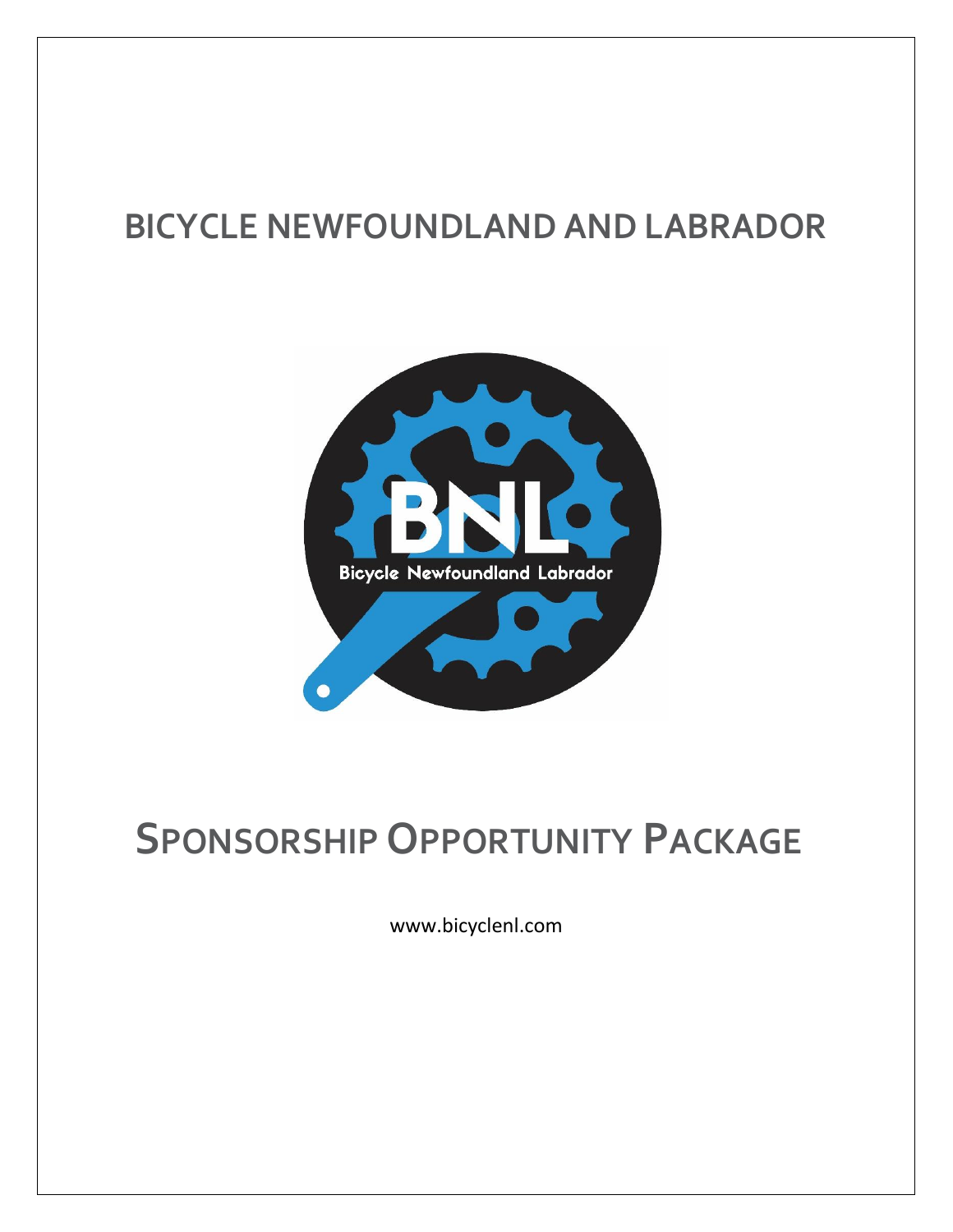# BICYCLE NEWFOUNDLAND AND LABRADOR

# SPONSORSHIP OPPORTUNITY PACKAGE

www.bicyclenl.com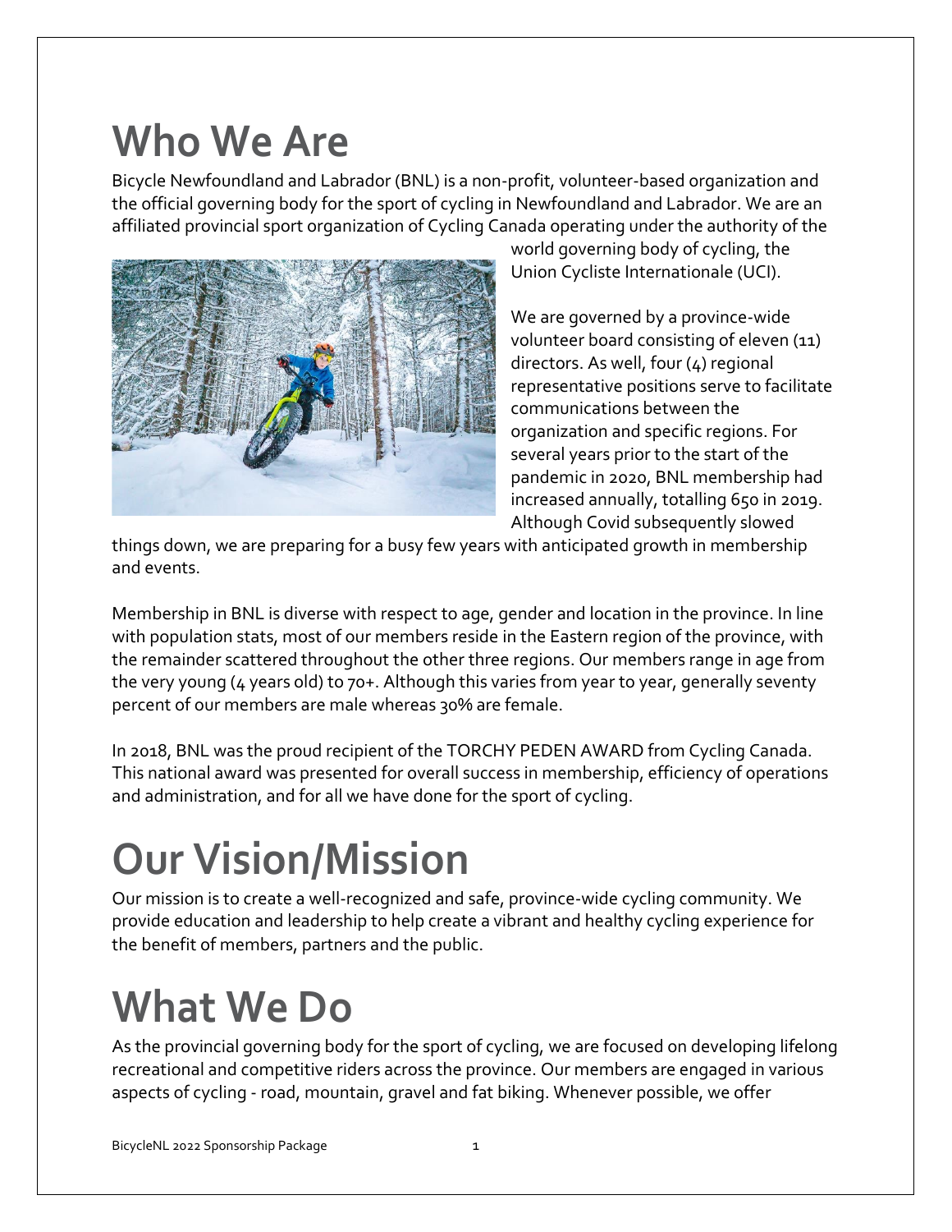# Who We Are

Bicycle Newfoundland and Labrador (BNL) is a non-profit, volunteer-based organization and the official governing body for the sport of cycling in Newfoundland and Labrador. We are an affiliated provincial sport organization of Cycling Canada operating under the authority of the world governing body of cycling, the Union Cycliste Internationale (UCI).

We are governed by a province-wide volunteer board consisting of eleven (11) directors. As well, four (4) regional representative positions serve to facilitate communications between the organization and specific regions. For several years prior to the start of the pandemic in 2020, BNL membership had increased annually, totalling 650 in 2019. Although Covid subsequently slowed things down, we are preparing for a busy few years with anticipated growth in membership and events.

Membership in BNL is diverse with respect to age, gender and location in the province. In line with population stats, most of our members reside in the Eastern region of the province, with the remainder scattered throughout the other three regions. Our members range in age from the very young (4 years old) to 70+. Although this varies from year to year, generally seventy percent of our members are male whereas 30% are female.

In 2018, BNL was the proud recipient of the TORCHY PEDEN AWARD from Cycling Canada. This national award was presented for overall success in membership, efficiency of operations and administration, and for all we have done for the sport of cycling.

# Our Vision/Mission

Our mission is to create a well-recognized and safe, province-wide cycling community. We provide education and leadership to help create a vibrant and healthy cycling experience for the benefit of members, partners and the public.

# What We Do

As the provincial governing body for the sport of cycling, we are focused on developing lifelong recreational and competitive riders across the province. Our members are engaged in various aspects of cycling - road, mountain, gravel and fat biking. Whenever possible, we offer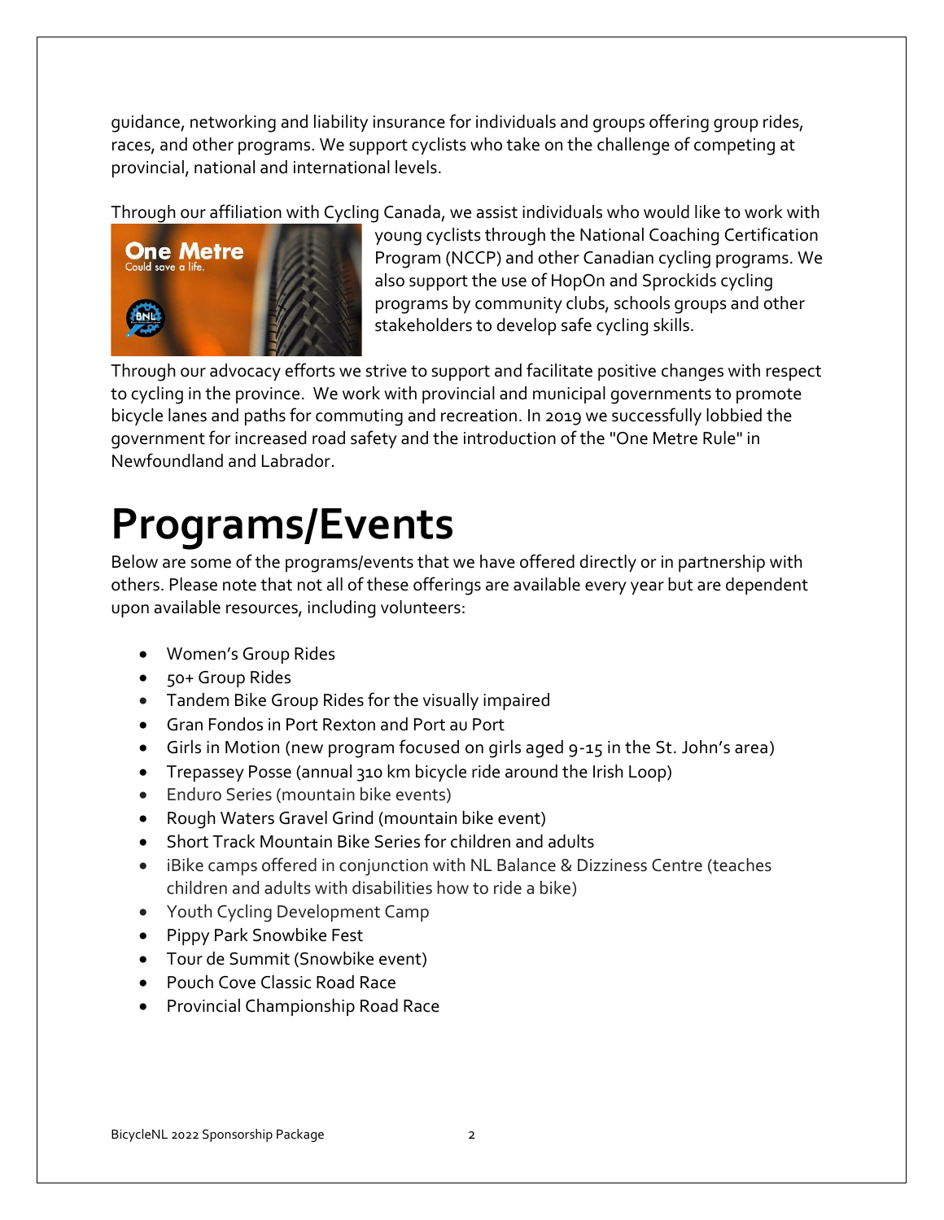guidance, networking and liability insurance for individuals and groups offering group rides, races, and other programs. We support cyclists who take on the challenge of competing at provincial, national and international levels.

Through our affiliation with Cycling Canada, we assist individuals who would like to work with young cyclists through the National Coaching Certification Program (NCCP) and other Canadian cycling programs. We also support the use of HopOn and Sprockids cycling programs by community clubs, schools groups and other stakeholders to develop safe cycling skills.

Through our advocacy efforts we strive to support and facilitate positive changes with respect to cycling in the province. We work with provincial and municipal governments to promote bicycle lanes and paths for commuting and recreation. In 2019 we successfully lobbied the government for increased road safety and the introduction of the "One Metre Rule" in Newfoundland and Labrador.

# Programs/Events

Below are some of the programs/events that we have offered directly or in partnership with others. Please note that not all of these offerings are available every year but are dependent upon available resources, including volunteers:

- Women's Group Rides
- 50+ Group Rides
- Tandem Bike Group Rides for the visually impaired
- Gran Fondos in Port Rexton and Port au Port
- Girls in Motion (new program focused on girls aged 9-15 in the St. John's area)
- Trepassey Posse (annual 310 km bicycle ride around the Irish Loop)
- Enduro Series (mountain bike events)
- Rough Waters Gravel Grind (mountain bike event)
- Short Track Mountain Bike Series for children and adults
- iBike camps offered in conjunction with NL Balance & Dizziness Centre (teaches children and adults with disabilities how to ride a bike)
- Youth Cycling Development Camp
- Pippy Park Snowbike Fest
- Tour de Summit (Snowbike event)
- Pouch Cove Classic Road Race
- Provincial Championship Road Race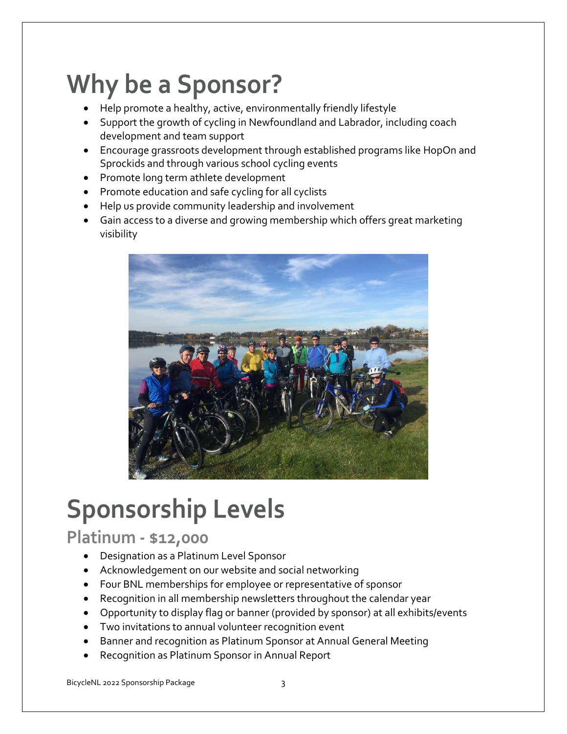# Why be a Sponsor?

- Help promote a healthy, active, environmentally friendly lifestyle
- Support the growth of cycling in Newfoundland and Labrador, including coach development and team support
- Encourage grassroots development through established programs like HopOn and Sprockids and through various school cycling events
- Promote long term athlete development
- Promote education and safe cycling for all cyclists
- Help us provide community leadership and involvement
- Gain access to a diverse and growing membership which offers great marketing visibility

# Sponsorship Levels

## Platinum - $12,000

- Designation as a Platinum Level Sponsor
- Acknowledgement on our website and social networking
- Four BNL memberships for employee or representative of sponsor
- Recognition in all membership newsletters throughout the calendar year
- Opportunity to display flag or banner (provided by sponsor) at all exhibits/events
- Two invitations to annual volunteer recognition event
- Banner and recognition as Platinum Sponsor at Annual General Meeting
- Recognition as Platinum Sponsor in Annual Report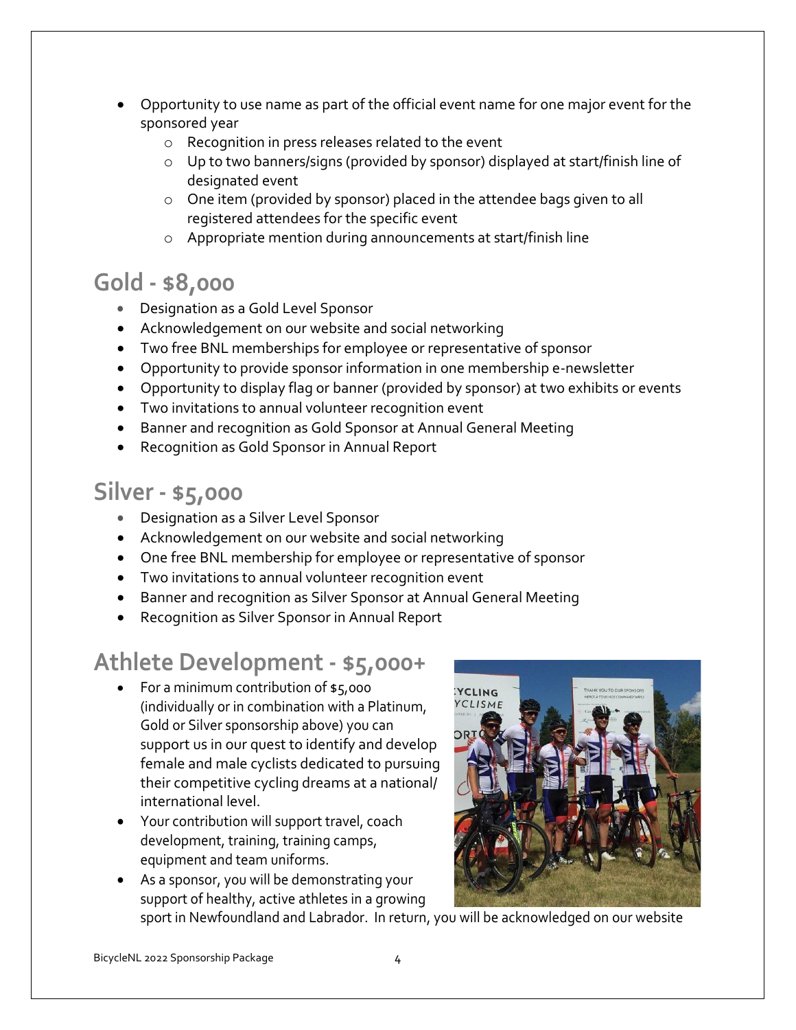- Opportunity to use name as part of the official event name for one major event for the sponsored year
  - Recognition in press releases related to the event
  - Up to two banners/signs (provided by sponsor) displayed at start/finish line of designated event
  - One item (provided by sponsor) placed in the attendee bags given to all registered attendees for the specific event
  - Appropriate mention during announcements at start/finish line

## Gold - $8,000

- Designation as a Gold Level Sponsor
- Acknowledgement on our website and social networking
- Two free BNL memberships for employee or representative of sponsor
- Opportunity to provide sponsor information in one membership e-newsletter
- Opportunity to display flag or banner (provided by sponsor) at two exhibits or events
- Two invitations to annual volunteer recognition event
- Banner and recognition as Gold Sponsor at Annual General Meeting
- Recognition as Gold Sponsor in Annual Report

## Silver - $5,000

- Designation as a Silver Level Sponsor
- Acknowledgement on our website and social networking
- One free BNL membership for employee or representative of sponsor
- Two invitations to annual volunteer recognition event
- Banner and recognition as Silver Sponsor at Annual General Meeting
- Recognition as Silver Sponsor in Annual Report

## Athlete Development - $5,000+

- For a minimum contribution of $5,000 (individually or in combination with a Platinum, Gold or Silver sponsorship above) you can support us in our quest to identify and develop female and male cyclists dedicated to pursuing their competitive cycling dreams at a national/ international level.
- Your contribution will support travel, coach development, training, training camps, equipment and team uniforms.
- As a sponsor, you will be demonstrating your support of healthy, active athletes in a growing sport in Newfoundland and Labrador. In return, you will be acknowledged on our website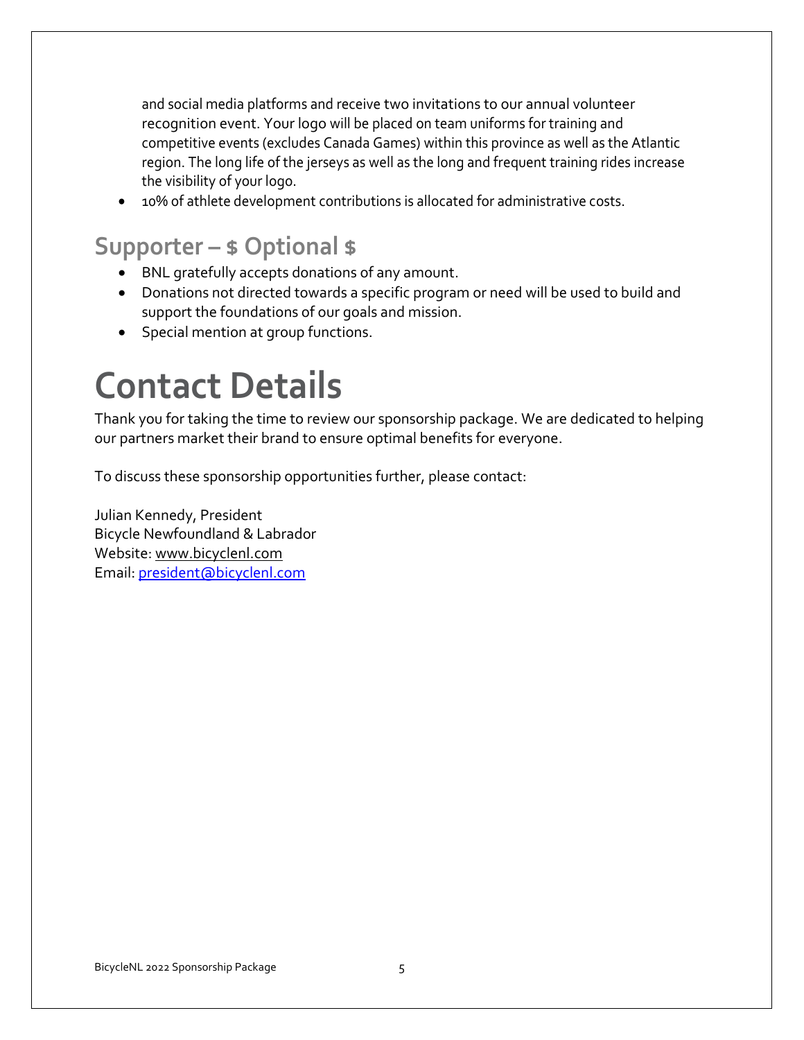and social media platforms and receive two invitations to our annual volunteer recognition event. Your logo will be placed on team uniforms for training and competitive events (excludes Canada Games) within this province as well as the Atlantic region. The long life of the jerseys as well as the long and frequent training rides increase the visibility of your logo.

- 10% of athlete development contributions is allocated for administrative costs.

## Supporter – $ Optional $

- BNL gratefully accepts donations of any amount.
- Donations not directed towards a specific program or need will be used to build and support the foundations of our goals and mission.
- Special mention at group functions.

# Contact Details

Thank you for taking the time to review our sponsorship package. We are dedicated to helping our partners market their brand to ensure optimal benefits for everyone.

To discuss these sponsorship opportunities further, please contact:

Julian Kennedy, President
Bicycle Newfoundland & Labrador
Website: www.bicyclenl.com
Email: president@bicyclenl.com